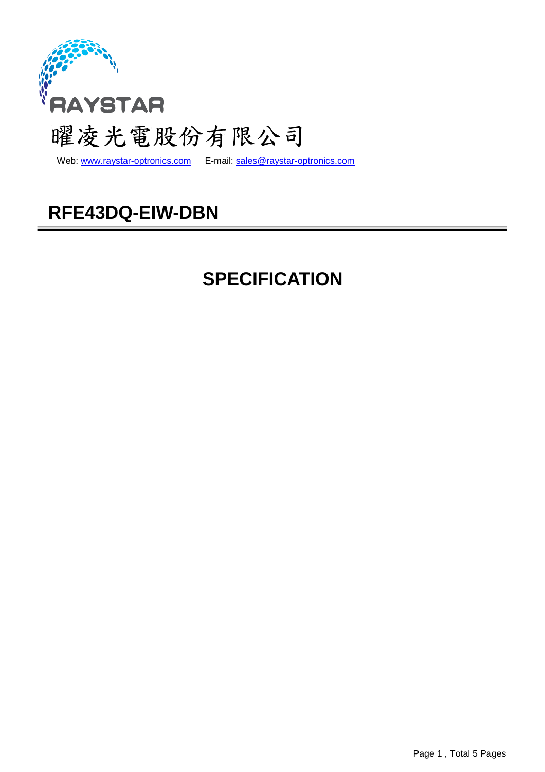RAYSTAR

曜凌光電股份有限公司

Web: www.raystar-optronics.com E-mail: sales@raystar-optronics.com

# RFE43DQ-EIW-DBN

## SPECIFICATION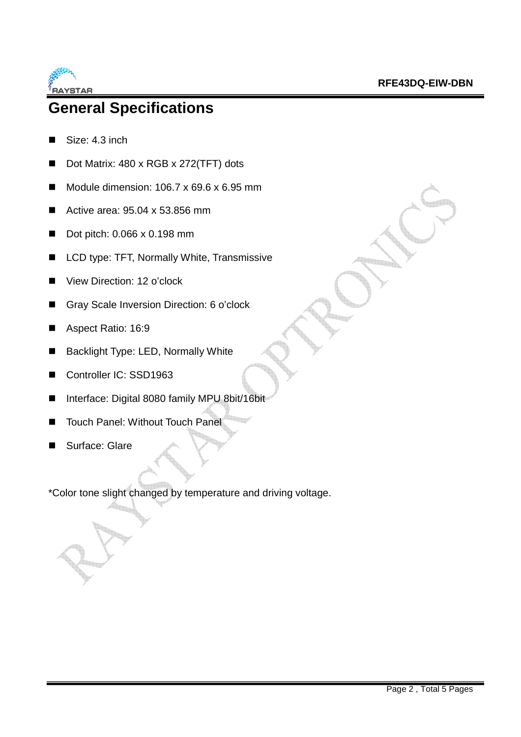# General Specifications

- Size: 4.3 inch
- Dot Matrix: 480 x RGB x 272(TFT) dots
- Module dimension: 106.7 x 69.6 x 6.95 mm
- Active area: 95.04 x 53.856 mm
- Dot pitch: 0.066 x 0.198 mm
- LCD type: TFT, Normally White, Transmissive
- View Direction: 12 o'clock
- Gray Scale Inversion Direction: 6 o'clock
- Aspect Ratio: 16:9
- Backlight Type: LED, Normally White
- Controller IC: SSD1963
- Interface: Digital 8080 family MPU 8bit/16bit
- Touch Panel: Without Touch Panel
- Surface: Glare

*Color tone slight changed by temperature and driving voltage.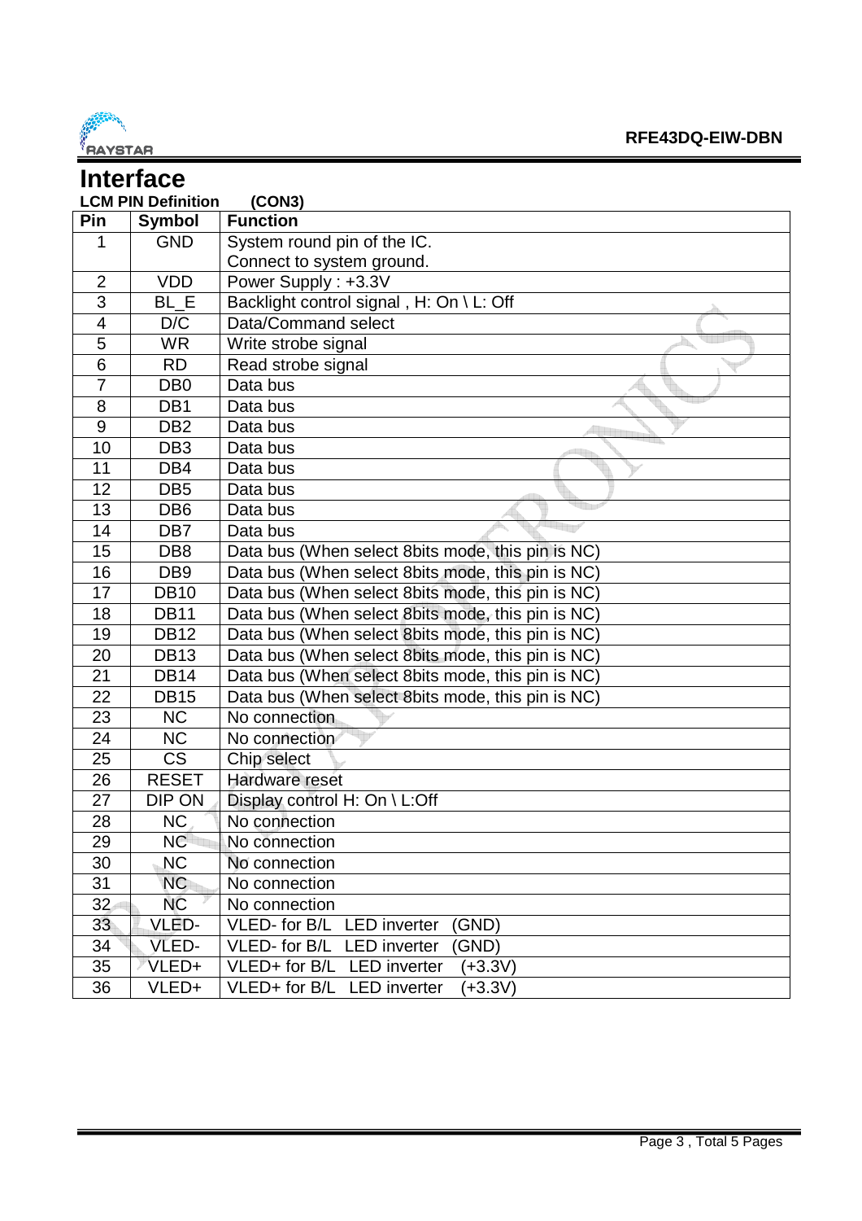# Interface

**LCM PIN Definition (CON3)**

| Pin | Symbol | Function |
|---|---|---|
| 1 | GND | System round pin of the IC.<br>Connect to system ground. |
| 2 | VDD | Power Supply : +3.3V |
| 3 | BL_E | Backlight control signal , H: On \ L: Off |
| 4 | D/C | Data/Command select |
| 5 | WR | Write strobe signal |
| 6 | RD | Read strobe signal |
| 7 | DB0 | Data bus |
| 8 | DB1 | Data bus |
| 9 | DB2 | Data bus |
| 10 | DB3 | Data bus |
| 11 | DB4 | Data bus |
| 12 | DB5 | Data bus |
| 13 | DB6 | Data bus |
| 14 | DB7 | Data bus |
| 15 | DB8 | Data bus (When select 8bits mode, this pin is NC) |
| 16 | DB9 | Data bus (When select 8bits mode, this pin is NC) |
| 17 | DB10 | Data bus (When select 8bits mode, this pin is NC) |
| 18 | DB11 | Data bus (When select 8bits mode, this pin is NC) |
| 19 | DB12 | Data bus (When select 8bits mode, this pin is NC) |
| 20 | DB13 | Data bus (When select 8bits mode, this pin is NC) |
| 21 | DB14 | Data bus (When select 8bits mode, this pin is NC) |
| 22 | DB15 | Data bus (When select 8bits mode, this pin is NC) |
| 23 | NC | No connection |
| 24 | NC | No connection |
| 25 | CS | Chip select |
| 26 | RESET | Hardware reset |
| 27 | DIP ON | Display control H: On \ L:Off |
| 28 | NC | No connection |
| 29 | NC | No connection |
| 30 | NC | No connection |
| 31 | NC | No connection |
| 32 | NC | No connection |
| 33 | VLED- | VLED- for B/L LED inverter (GND) |
| 34 | VLED- | VLED- for B/L LED inverter (GND) |
| 35 | VLED+ | VLED+ for B/L LED inverter (+3.3V) |
| 36 | VLED+ | VLED+ for B/L LED inverter (+3.3V) |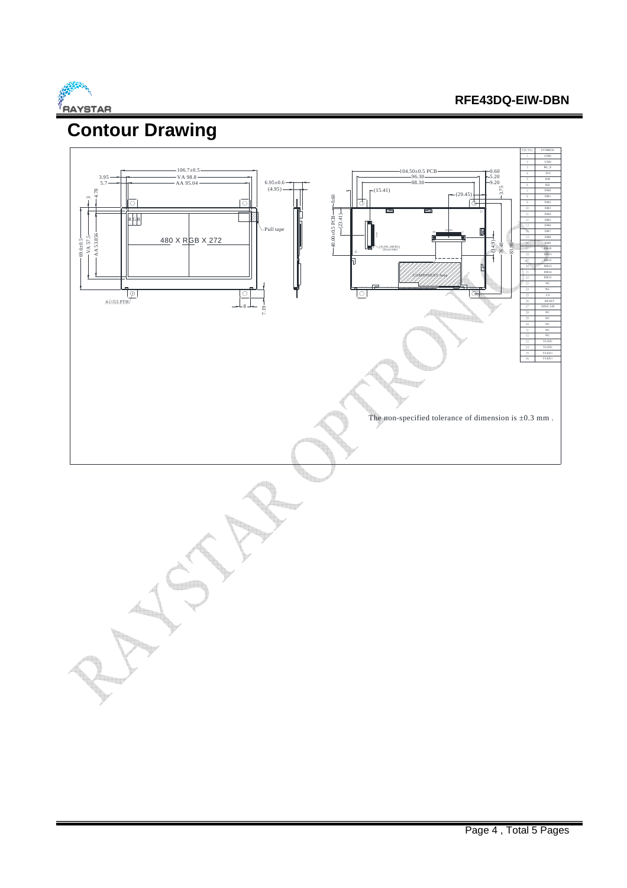# Contour Drawing

| PIN NO. | SYMBOL |
|---|---|
| 1 | GND |
| 2 | VDD |
| 3 | RS_E |
| 4 | D/C |
| 5 | WR |
| 6 | RD |
| 7 | DB0 |
| 8 | DB1 |
| 9 | DB2 |
| 10 | DB3 |
| 11 | DB4 |
| 12 | DB5 |
| 13 | DB6 |
| 14 | DB7 |
| 15 | DB8 |
| 16 | DB9 |
| 17 | DB10 |
| 18 | DB11 |
| 19 | DB12 |
| 20 | DB13 |
| 21 | DB14 |
| 22 | DB15 |
| 23 | NC |
| 24 | NC |
| 25 | CS |
| 26 | RESET |
| 27 | DISP_ON |
| 28 | NC |
| 29 | NC |
| 30 | NC |
| 31 | NC |
| 32 | NC |
| 33 | VLED- |
| 34 | VLED- |
| 35 | VLED+ |
| 36 | VLED+ |

The non-specified tolerance of dimension is ±0.3 mm .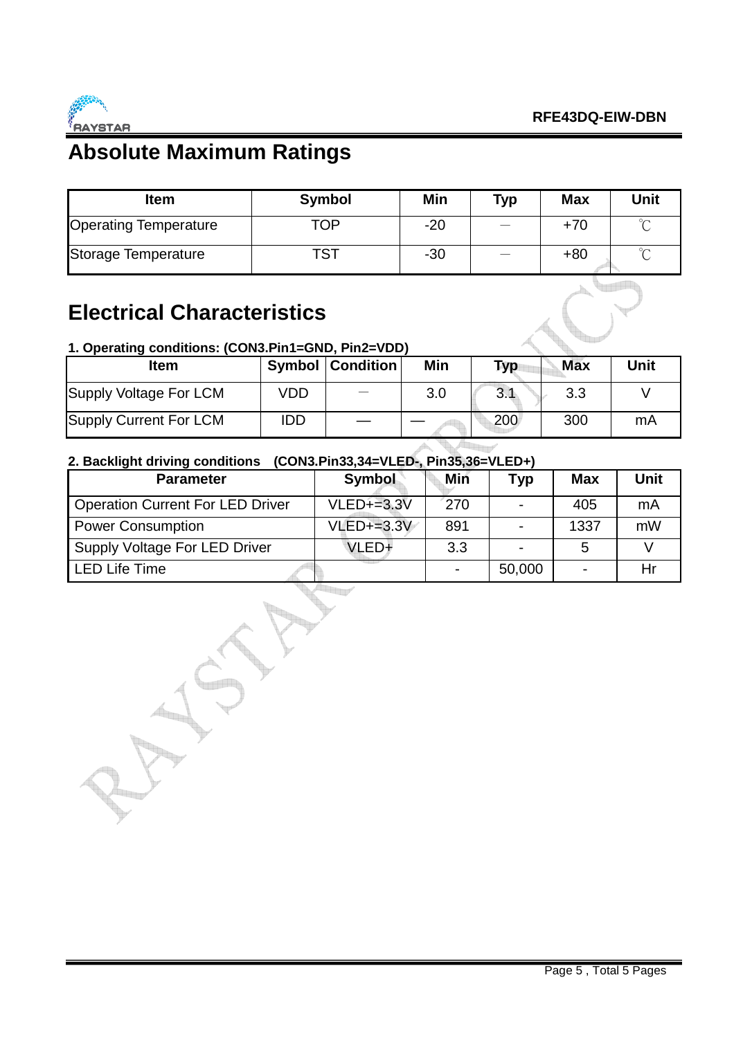# Absolute Maximum Ratings

| Item | Symbol | Min | Typ | Max | Unit |
|---|---|---|---|---|---|
| Operating Temperature | TOP | -20 | — | +70 | ℃ |
| Storage Temperature | TST | -30 | — | +80 | ℃ |

# Electrical Characteristics

**1. Operating conditions: (CON3.Pin1=GND, Pin2=VDD)**

| Item | Symbol | Condition | Min | Typ | Max | Unit |
|---|---|---|---|---|---|---|
| Supply Voltage For LCM | VDD | — | 3.0 | 3.1 | 3.3 | V |
| Supply Current For LCM | IDD | — | — | 200 | 300 | mA |

**2. Backlight driving conditions (CON3.Pin33,34=VLED-, Pin35,36=VLED+)**

| Parameter | Symbol | Min | Typ | Max | Unit |
|---|---|---|---|---|---|
| Operation Current For LED Driver | VLED+=3.3V | 270 | - | 405 | mA |
| Power Consumption | VLED+=3.3V | 891 | - | 1337 | mW |
| Supply Voltage For LED Driver | VLED+ | 3.3 | - | 5 | V |
| LED Life Time | | - | 50,000 | - | Hr |